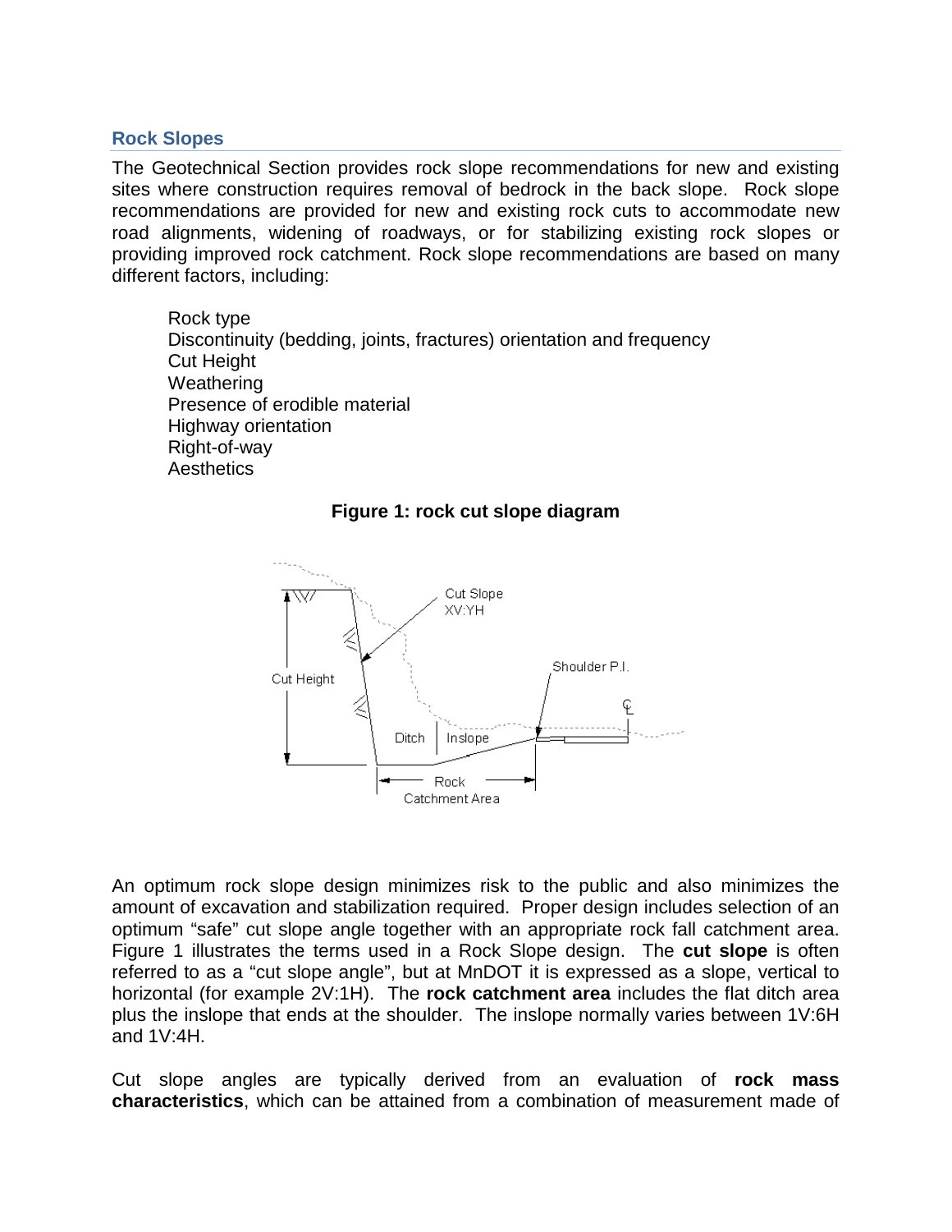## Rock Slopes

The Geotechnical Section provides rock slope recommendations for new and existing sites where construction requires removal of bedrock in the back slope. Rock slope recommendations are provided for new and existing rock cuts to accommodate new road alignments, widening of roadways, or for stabilizing existing rock slopes or providing improved rock catchment. Rock slope recommendations are based on many different factors, including:

- Rock type
- Discontinuity (bedding, joints, fractures) orientation and frequency
- Cut Height
- Weathering
- Presence of erodible material
- Highway orientation
- Right-of-way
- Aesthetics

**Figure 1: rock cut slope diagram**

An optimum rock slope design minimizes risk to the public and also minimizes the amount of excavation and stabilization required. Proper design includes selection of an optimum "safe" cut slope angle together with an appropriate rock fall catchment area. Figure 1 illustrates the terms used in a Rock Slope design. The **cut slope** is often referred to as a "cut slope angle", but at MnDOT it is expressed as a slope, vertical to horizontal (for example 2V:1H). The **rock catchment area** includes the flat ditch area plus the inslope that ends at the shoulder. The inslope normally varies between 1V:6H and 1V:4H.

Cut slope angles are typically derived from an evaluation of **rock mass characteristics**, which can be attained from a combination of measurement made of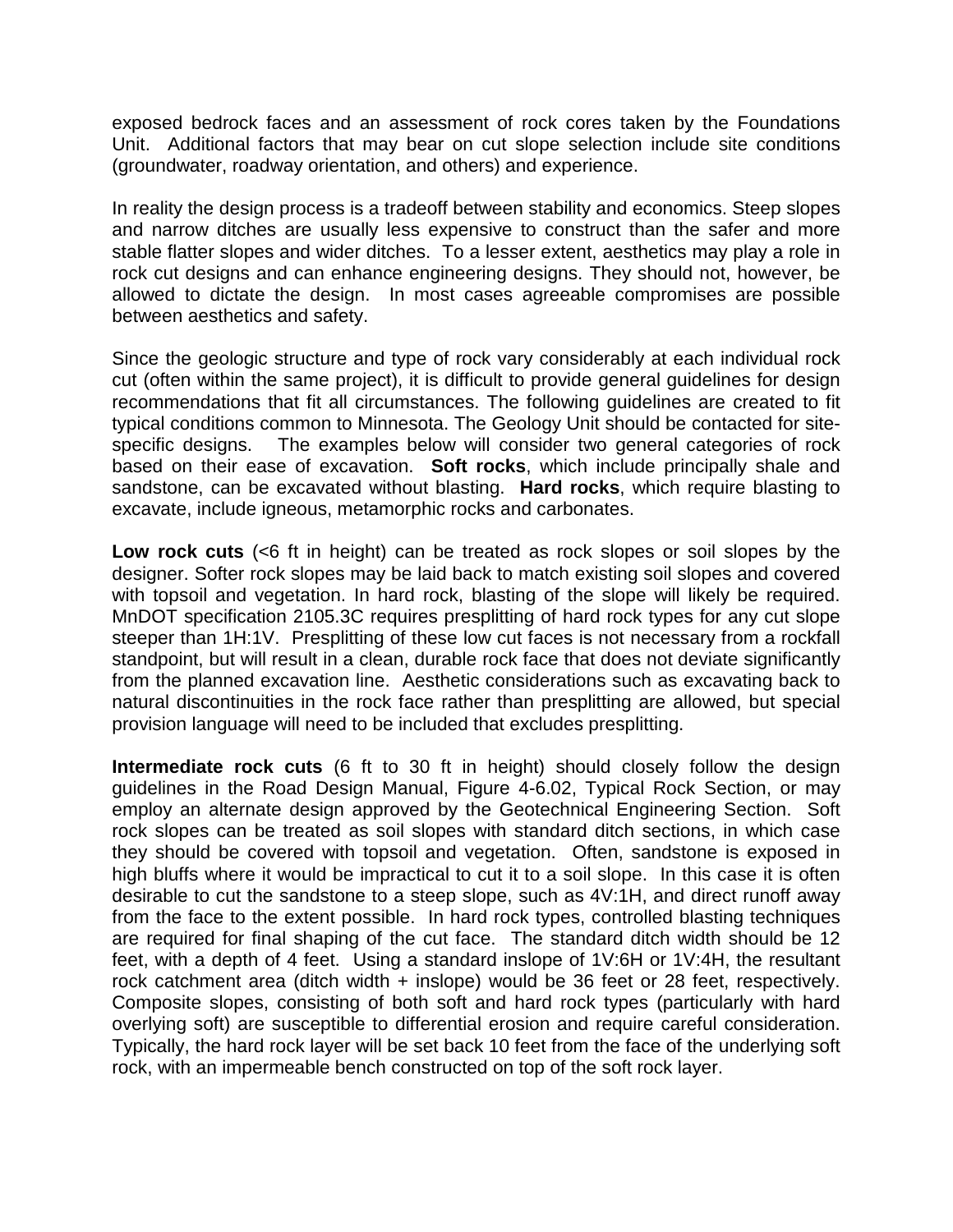exposed bedrock faces and an assessment of rock cores taken by the Foundations Unit. Additional factors that may bear on cut slope selection include site conditions (groundwater, roadway orientation, and others) and experience.

In reality the design process is a tradeoff between stability and economics. Steep slopes and narrow ditches are usually less expensive to construct than the safer and more stable flatter slopes and wider ditches. To a lesser extent, aesthetics may play a role in rock cut designs and can enhance engineering designs. They should not, however, be allowed to dictate the design. In most cases agreeable compromises are possible between aesthetics and safety.

Since the geologic structure and type of rock vary considerably at each individual rock cut (often within the same project), it is difficult to provide general guidelines for design recommendations that fit all circumstances. The following guidelines are created to fit typical conditions common to Minnesota. The Geology Unit should be contacted for site-specific designs. The examples below will consider two general categories of rock based on their ease of excavation. **Soft rocks**, which include principally shale and sandstone, can be excavated without blasting. **Hard rocks**, which require blasting to excavate, include igneous, metamorphic rocks and carbonates.

**Low rock cuts** (<6 ft in height) can be treated as rock slopes or soil slopes by the designer. Softer rock slopes may be laid back to match existing soil slopes and covered with topsoil and vegetation. In hard rock, blasting of the slope will likely be required. MnDOT specification 2105.3C requires presplitting of hard rock types for any cut slope steeper than 1H:1V. Presplitting of these low cut faces is not necessary from a rockfall standpoint, but will result in a clean, durable rock face that does not deviate significantly from the planned excavation line. Aesthetic considerations such as excavating back to natural discontinuities in the rock face rather than presplitting are allowed, but special provision language will need to be included that excludes presplitting.

**Intermediate rock cuts** (6 ft to 30 ft in height) should closely follow the design guidelines in the Road Design Manual, Figure 4-6.02, Typical Rock Section, or may employ an alternate design approved by the Geotechnical Engineering Section. Soft rock slopes can be treated as soil slopes with standard ditch sections, in which case they should be covered with topsoil and vegetation. Often, sandstone is exposed in high bluffs where it would be impractical to cut it to a soil slope. In this case it is often desirable to cut the sandstone to a steep slope, such as 4V:1H, and direct runoff away from the face to the extent possible. In hard rock types, controlled blasting techniques are required for final shaping of the cut face. The standard ditch width should be 12 feet, with a depth of 4 feet. Using a standard inslope of 1V:6H or 1V:4H, the resultant rock catchment area (ditch width + inslope) would be 36 feet or 28 feet, respectively. Composite slopes, consisting of both soft and hard rock types (particularly with hard overlying soft) are susceptible to differential erosion and require careful consideration. Typically, the hard rock layer will be set back 10 feet from the face of the underlying soft rock, with an impermeable bench constructed on top of the soft rock layer.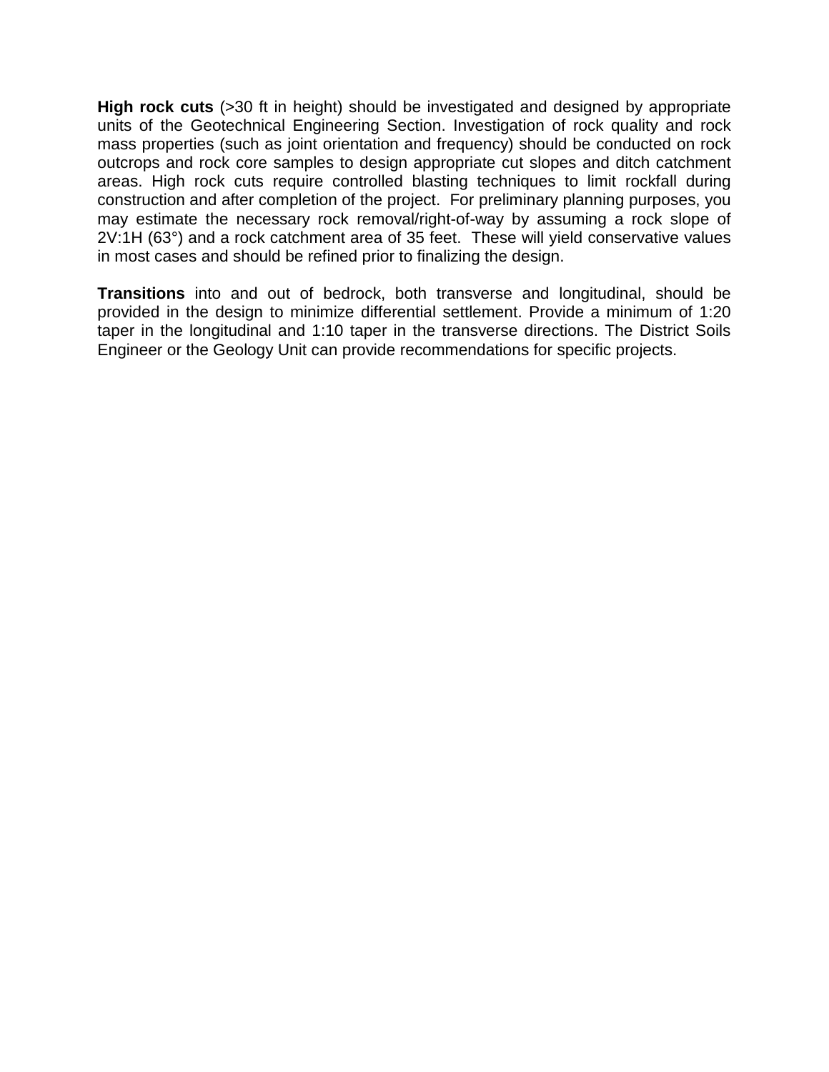**High rock cuts** (>30 ft in height) should be investigated and designed by appropriate units of the Geotechnical Engineering Section. Investigation of rock quality and rock mass properties (such as joint orientation and frequency) should be conducted on rock outcrops and rock core samples to design appropriate cut slopes and ditch catchment areas. High rock cuts require controlled blasting techniques to limit rockfall during construction and after completion of the project. For preliminary planning purposes, you may estimate the necessary rock removal/right-of-way by assuming a rock slope of 2V:1H (63°) and a rock catchment area of 35 feet. These will yield conservative values in most cases and should be refined prior to finalizing the design.

**Transitions** into and out of bedrock, both transverse and longitudinal, should be provided in the design to minimize differential settlement. Provide a minimum of 1:20 taper in the longitudinal and 1:10 taper in the transverse directions. The District Soils Engineer or the Geology Unit can provide recommendations for specific projects.